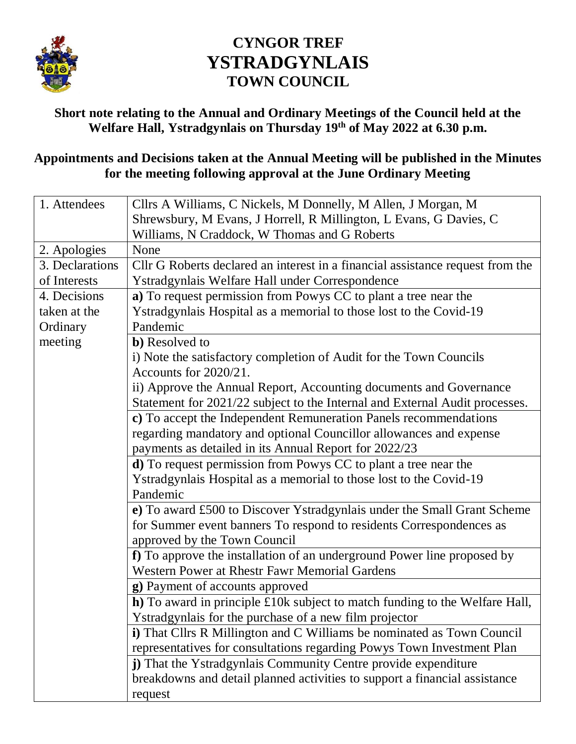# CYNGOR TREF
# YSTRADGYNLAIS
# TOWN COUNCIL

**Short note relating to the Annual and Ordinary Meetings of the Council held at the Welfare Hall, Ystradgynlais on Thursday 19th of May 2022 at 6.30 p.m.**

**Appointments and Decisions taken at the Annual Meeting will be published in the Minutes for the meeting following approval at the June Ordinary Meeting**

| | |
|---|---|
| 1. Attendees | Cllrs A Williams, C Nickels, M Donnelly, M Allen, J Morgan, M Shrewsbury, M Evans, J Horrell, R Millington, L Evans, G Davies, C Williams, N Craddock, W Thomas and G Roberts |
| 2. Apologies | None |
| 3. Declarations of Interests | Cllr G Roberts declared an interest in a financial assistance request from the Ystradgynlais Welfare Hall under Correspondence |
| 4. Decisions taken at the Ordinary meeting | **a)** To request permission from Powys CC to plant a tree near the Ystradgynlais Hospital as a memorial to those lost to the Covid-19 Pandemic |
| | **b)** Resolved to<br>i) Note the satisfactory completion of Audit for the Town Councils Accounts for 2020/21.<br>ii) Approve the Annual Report, Accounting documents and Governance Statement for 2021/22 subject to the Internal and External Audit processes. |
| | **c)** To accept the Independent Remuneration Panels recommendations regarding mandatory and optional Councillor allowances and expense payments as detailed in its Annual Report for 2022/23 |
| | **d)** To request permission from Powys CC to plant a tree near the Ystradgynlais Hospital as a memorial to those lost to the Covid-19 Pandemic |
| | **e)** To award £500 to Discover Ystradgynlais under the Small Grant Scheme for Summer event banners To respond to residents Correspondences as approved by the Town Council |
| | **f)** To approve the installation of an underground Power line proposed by Western Power at Rhestr Fawr Memorial Gardens |
| | **g)** Payment of accounts approved |
| | **h)** To award in principle £10k subject to match funding to the Welfare Hall, Ystradgynlais for the purchase of a new film projector |
| | **i)** That Cllrs R Millington and C Williams be nominated as Town Council representatives for consultations regarding Powys Town Investment Plan |
| | **j)** That the Ystradgynlais Community Centre provide expenditure breakdowns and detail planned activities to support a financial assistance request |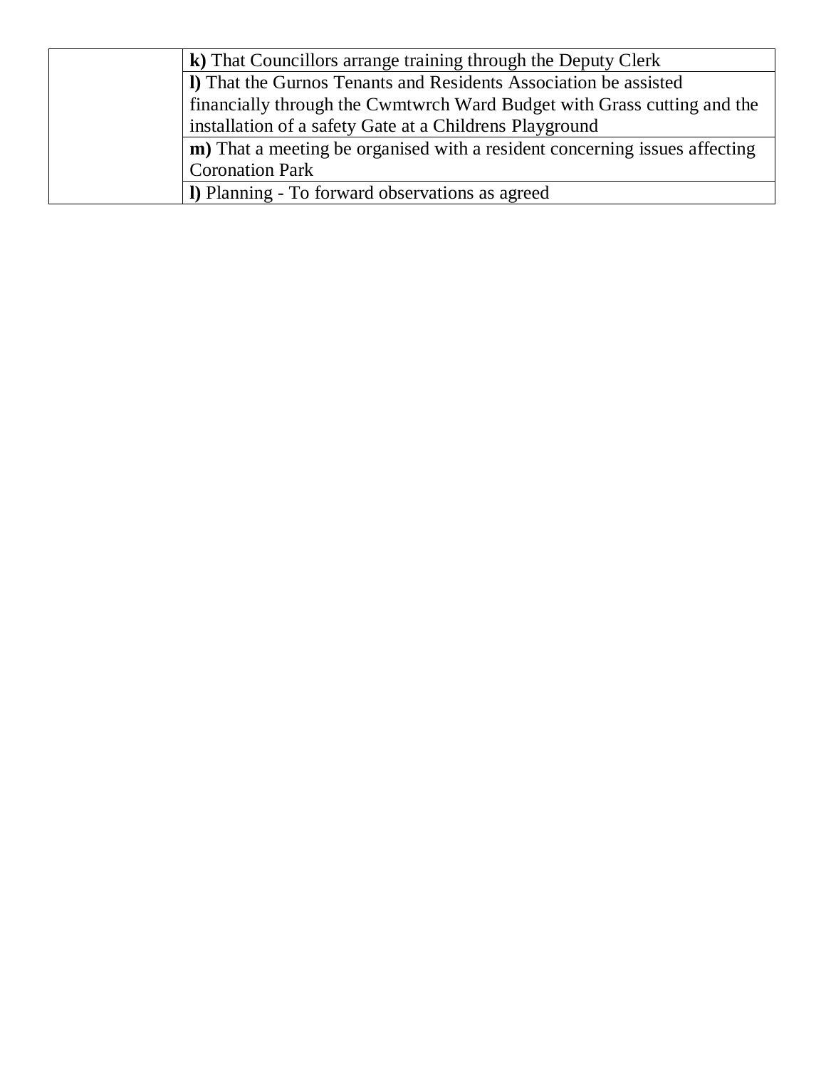| | |
|---|---|
| | **k)** That Councillors arrange training through the Deputy Clerk |
| | **l)** That the Gurnos Tenants and Residents Association be assisted financially through the Cwmtwrch Ward Budget with Grass cutting and the installation of a safety Gate at a Childrens Playground |
| | **m)** That a meeting be organised with a resident concerning issues affecting Coronation Park |
| | **l)** Planning - To forward observations as agreed |